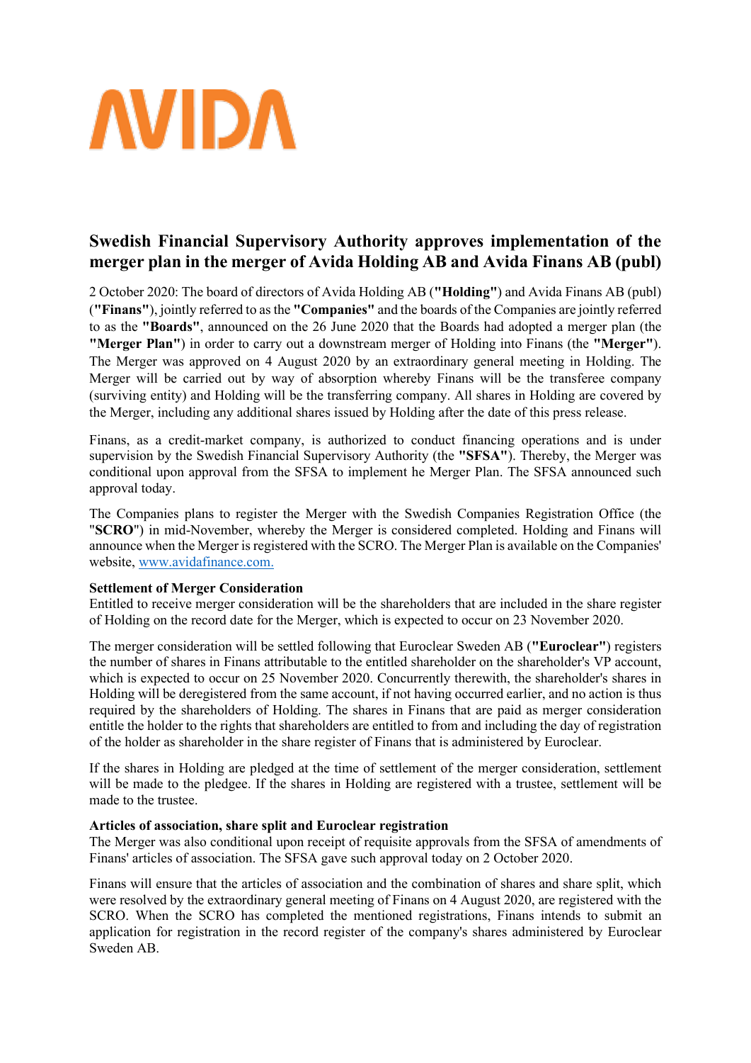# Swedish Financial Supervisory Authority approves implementation of the merger plan in the merger of Avida Holding AB and Avida Finans AB (publ)

2 October 2020: The board of directors of Avida Holding AB (**"Holding"**) and Avida Finans AB (publ) (**"Finans"**), jointly referred to as the **"Companies"** and the boards of the Companies are jointly referred to as the **"Boards"**, announced on the 26 June 2020 that the Boards had adopted a merger plan (the **"Merger Plan"**) in order to carry out a downstream merger of Holding into Finans (the **"Merger"**). The Merger was approved on 4 August 2020 by an extraordinary general meeting in Holding. The Merger will be carried out by way of absorption whereby Finans will be the transferee company (surviving entity) and Holding will be the transferring company. All shares in Holding are covered by the Merger, including any additional shares issued by Holding after the date of this press release.

Finans, as a credit-market company, is authorized to conduct financing operations and is under supervision by the Swedish Financial Supervisory Authority (the **"SFSA"**). Thereby, the Merger was conditional upon approval from the SFSA to implement he Merger Plan. The SFSA announced such approval today.

The Companies plans to register the Merger with the Swedish Companies Registration Office (the "**SCRO**") in mid-November, whereby the Merger is considered completed. Holding and Finans will announce when the Merger is registered with the SCRO. The Merger Plan is available on the Companies' website, www.avidafinance.com.

**Settlement of Merger Consideration**

Entitled to receive merger consideration will be the shareholders that are included in the share register of Holding on the record date for the Merger, which is expected to occur on 23 November 2020.

The merger consideration will be settled following that Euroclear Sweden AB (**"Euroclear"**) registers the number of shares in Finans attributable to the entitled shareholder on the shareholder's VP account, which is expected to occur on 25 November 2020. Concurrently therewith, the shareholder's shares in Holding will be deregistered from the same account, if not having occurred earlier, and no action is thus required by the shareholders of Holding. The shares in Finans that are paid as merger consideration entitle the holder to the rights that shareholders are entitled to from and including the day of registration of the holder as shareholder in the share register of Finans that is administered by Euroclear.

If the shares in Holding are pledged at the time of settlement of the merger consideration, settlement will be made to the pledgee. If the shares in Holding are registered with a trustee, settlement will be made to the trustee.

**Articles of association, share split and Euroclear registration**

The Merger was also conditional upon receipt of requisite approvals from the SFSA of amendments of Finans' articles of association. The SFSA gave such approval today on 2 October 2020.

Finans will ensure that the articles of association and the combination of shares and share split, which were resolved by the extraordinary general meeting of Finans on 4 August 2020, are registered with the SCRO. When the SCRO has completed the mentioned registrations, Finans intends to submit an application for registration in the record register of the company's shares administered by Euroclear Sweden AB.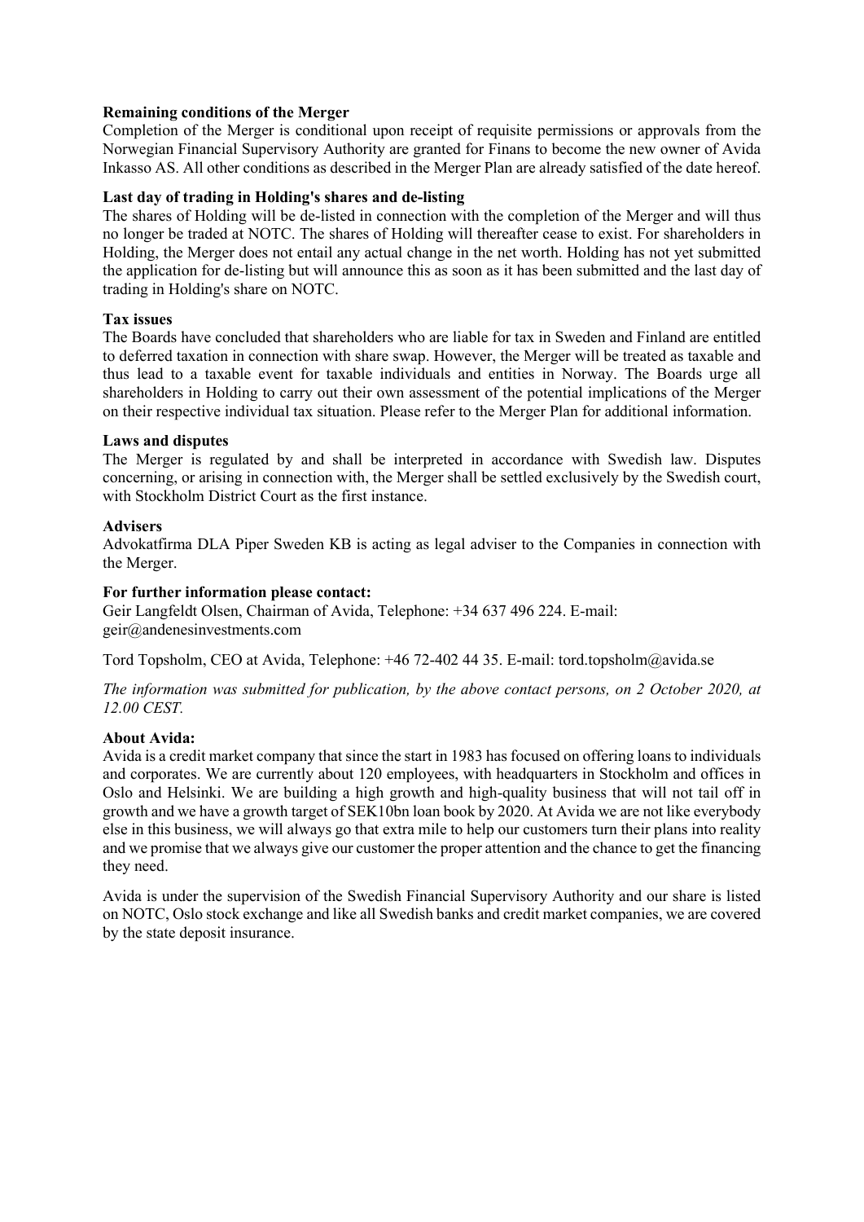**Remaining conditions of the Merger**

Completion of the Merger is conditional upon receipt of requisite permissions or approvals from the Norwegian Financial Supervisory Authority are granted for Finans to become the new owner of Avida Inkasso AS. All other conditions as described in the Merger Plan are already satisfied of the date hereof.

**Last day of trading in Holding's shares and de-listing**

The shares of Holding will be de-listed in connection with the completion of the Merger and will thus no longer be traded at NOTC. The shares of Holding will thereafter cease to exist. For shareholders in Holding, the Merger does not entail any actual change in the net worth. Holding has not yet submitted the application for de-listing but will announce this as soon as it has been submitted and the last day of trading in Holding's share on NOTC.

**Tax issues**

The Boards have concluded that shareholders who are liable for tax in Sweden and Finland are entitled to deferred taxation in connection with share swap. However, the Merger will be treated as taxable and thus lead to a taxable event for taxable individuals and entities in Norway. The Boards urge all shareholders in Holding to carry out their own assessment of the potential implications of the Merger on their respective individual tax situation. Please refer to the Merger Plan for additional information.

**Laws and disputes**

The Merger is regulated by and shall be interpreted in accordance with Swedish law. Disputes concerning, or arising in connection with, the Merger shall be settled exclusively by the Swedish court, with Stockholm District Court as the first instance.

**Advisers**

Advokatfirma DLA Piper Sweden KB is acting as legal adviser to the Companies in connection with the Merger.

**For further information please contact:**

Geir Langfeldt Olsen, Chairman of Avida, Telephone: +34 637 496 224. E-mail: geir@andenesinvestments.com

Tord Topsholm, CEO at Avida, Telephone: +46 72-402 44 35. E-mail: tord.topsholm@avida.se

*The information was submitted for publication, by the above contact persons, on 2 October 2020, at 12.00 CEST.*

**About Avida:**

Avida is a credit market company that since the start in 1983 has focused on offering loans to individuals and corporates. We are currently about 120 employees, with headquarters in Stockholm and offices in Oslo and Helsinki. We are building a high growth and high-quality business that will not tail off in growth and we have a growth target of SEK10bn loan book by 2020. At Avida we are not like everybody else in this business, we will always go that extra mile to help our customers turn their plans into reality and we promise that we always give our customer the proper attention and the chance to get the financing they need.

Avida is under the supervision of the Swedish Financial Supervisory Authority and our share is listed on NOTC, Oslo stock exchange and like all Swedish banks and credit market companies, we are covered by the state deposit insurance.